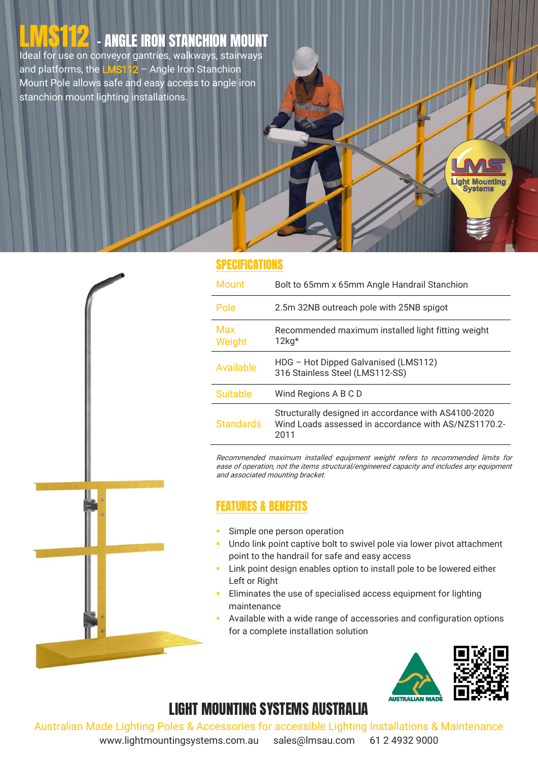# LMS112 - ANGLE IRON STANCHION MOUNT

Ideal for use on conveyor gantries, walkways, stairways and platforms, the LMS112 – Angle Iron Stanchion Mount Pole allows safe and easy access to angle iron stanchion mount lighting installations.

## SPECIFICATIONS

| | |
|---|---|
| Mount | Bolt to 65mm x 65mm Angle Handrail Stanchion |
| Pole | 2.5m 32NB outreach pole with 25NB spigot |
| Max Weight | Recommended maximum installed light fitting weight 12kg* |
| Available | HDG – Hot Dipped Galvanised (LMS112)<br>316 Stainless Steel (LMS112-SS) |
| Suitable | Wind Regions A B C D |
| Standards | Structurally designed in accordance with AS4100-2020<br>Wind Loads assessed in accordance with AS/NZS1170.2-2011 |

*Recommended maximum installed equipment weight refers to recommended limits for ease of operation, not the items structural/engineered capacity and includes any equipment and associated mounting bracket.*

## FEATURES & BENEFITS

- Simple one person operation
- Undo link point captive bolt to swivel pole via lower pivot attachment point to the handrail for safe and easy access
- Link point design enables option to install pole to be lowered either Left or Right
- Eliminates the use of specialised access equipment for lighting maintenance
- Available with a wide range of accessories and configuration options for a complete installation solution

## LIGHT MOUNTING SYSTEMS AUSTRALIA

Australian Made Lighting Poles & Accessories for accessible Lighting Installations & Maintenance

www.lightmountingsystems.com.au sales@lmsau.com 61 2 4932 9000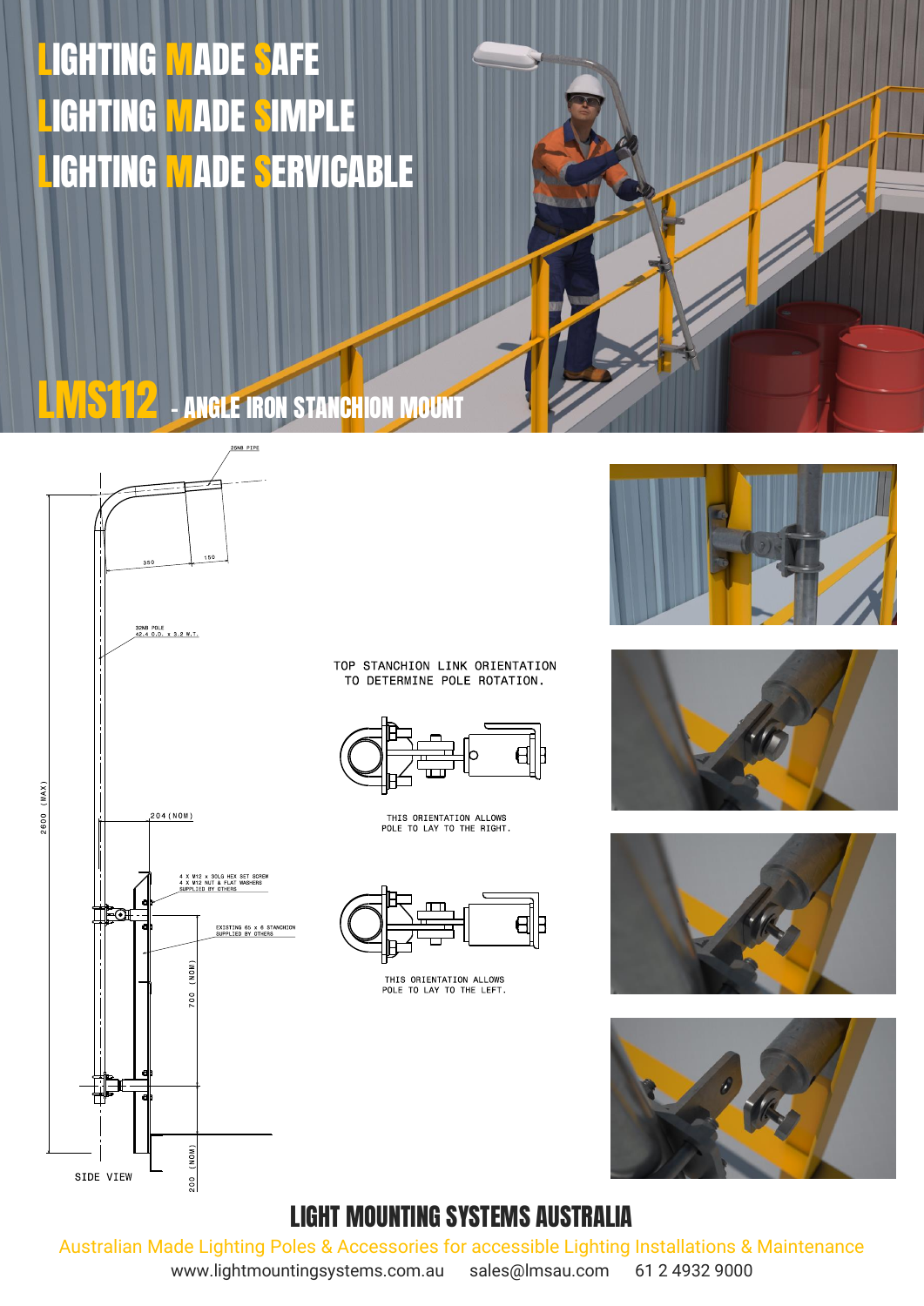# LIGHTING MADE SAFE
# LIGHTING MADE SIMPLE
# LIGHTING MADE SERVICABLE

## LMS112 - ANGLE IRON STANCHION MOUNT

25NB PIPE

350

150

32NB POLE
42.4 O.D. x 3.2 W.T.

2600 (MAX)

204 (NOM)

4 X M12 x 50LG HEX SET SCREW
4 X M12 NUT & FLAT WASHERS
SUPPLIED BY OTHERS

EXISTING 65 x 6 STANCHION
SUPPLIED BY OTHERS

700 (NOM)

200 (NOM)

SIDE VIEW

TOP STANCHION LINK ORIENTATION
TO DETERMINE POLE ROTATION.

THIS ORIENTATION ALLOWS
POLE TO LAY TO THE RIGHT.

THIS ORIENTATION ALLOWS
POLE TO LAY TO THE LEFT.

## LIGHT MOUNTING SYSTEMS AUSTRALIA

Australian Made Lighting Poles & Accessories for accessible Lighting Installations & Maintenance

www.lightmountingsystems.com.au sales@lmsau.com 61 2 4932 9000